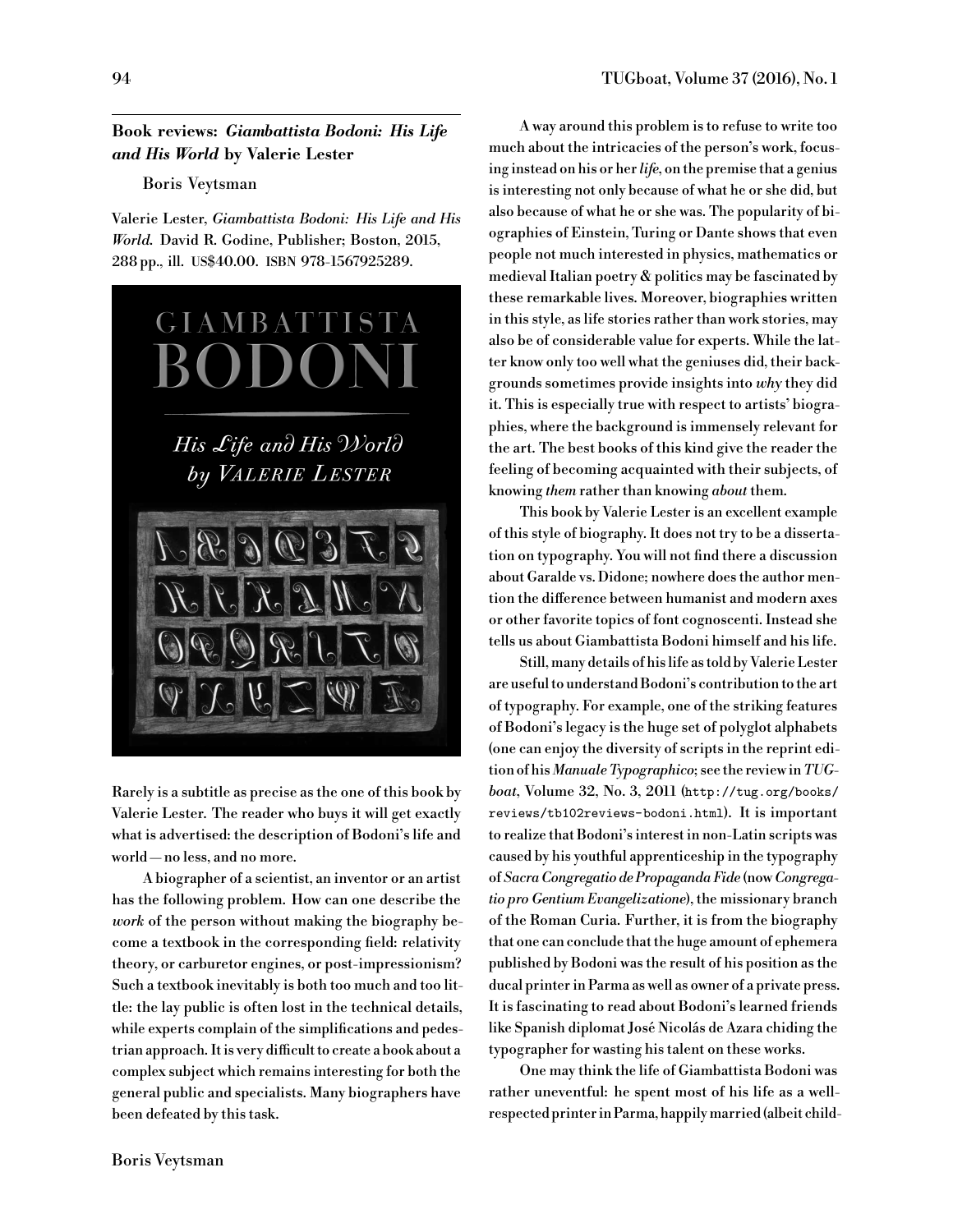## Book reviews: *Giambattista Bodoni: His Life and His World* by Valerie Lester

Boris Veytsman

Valerie Lester, *Giambattista Bodoni: His Life and His World*. David R. Godine, Publisher; Boston, 2015, 288 pp., ill. US$40.00. ISBN 978-1567925289.

Rarely is a subtitle as precise as the one of this book by Valerie Lester. The reader who buys it will get exactly what is advertised: the description of Bodoni's life and world — no less, and no more.

A biographer of a scientist, an inventor or an artist has the following problem. How can one describe the *work* of the person without making the biography become a textbook in the corresponding field: relativity theory, or carburetor engines, or post-impressionism? Such a textbook inevitably is both too much and too little: the lay public is often lost in the technical details, while experts complain of the simplifications and pedestrian approach. It is very difficult to create a book about a complex subject which remains interesting for both the general public and specialists. Many biographers have been defeated by this task.

A way around this problem is to refuse to write too much about the intricacies of the person's work, focusing instead on his or her *life*, on the premise that a genius is interesting not only because of what he or she did, but also because of what he or she was. The popularity of biographies of Einstein, Turing or Dante shows that even people not much interested in physics, mathematics or medieval Italian poetry & politics may be fascinated by these remarkable lives. Moreover, biographies written in this style, as life stories rather than work stories, may also be of considerable value for experts. While the latter know only too well what the geniuses did, their backgrounds sometimes provide insights into *why* they did it. This is especially true with respect to artists' biographies, where the background is immensely relevant for the art. The best books of this kind give the reader the feeling of becoming acquainted with their subjects, of knowing *them* rather than knowing *about* them.

This book by Valerie Lester is an excellent example of this style of biography. It does not try to be a dissertation on typography. You will not find there a discussion about Garalde vs. Didone; nowhere does the author mention the difference between humanist and modern axes or other favorite topics of font cognoscenti. Instead she tells us about Giambattista Bodoni himself and his life.

Still, many details of his life as told by Valerie Lester are useful to understand Bodoni's contribution to the art of typography. For example, one of the striking features of Bodoni's legacy is the huge set of polyglot alphabets (one can enjoy the diversity of scripts in the reprint edition of his *Manuale Typographico*; see the review in *TUGboat*, Volume 32, No. 3, 2011 (`http://tug.org/books/reviews/tb102reviews-bodoni.html`). It is important to realize that Bodoni's interest in non-Latin scripts was caused by his youthful apprenticeship in the typography of *Sacra Congregatio de Propaganda Fide* (now *Congregatio pro Gentium Evangelizatione*), the missionary branch of the Roman Curia. Further, it is from the biography that one can conclude that the huge amount of ephemera published by Bodoni was the result of his position as the ducal printer in Parma as well as owner of a private press. It is fascinating to read about Bodoni's learned friends like Spanish diplomat José Nicolás de Azara chiding the typographer for wasting his talent on these works.

One may think the life of Giambattista Bodoni was rather uneventful: he spent most of his life as a well-respected printer in Parma, happily married (albeit child-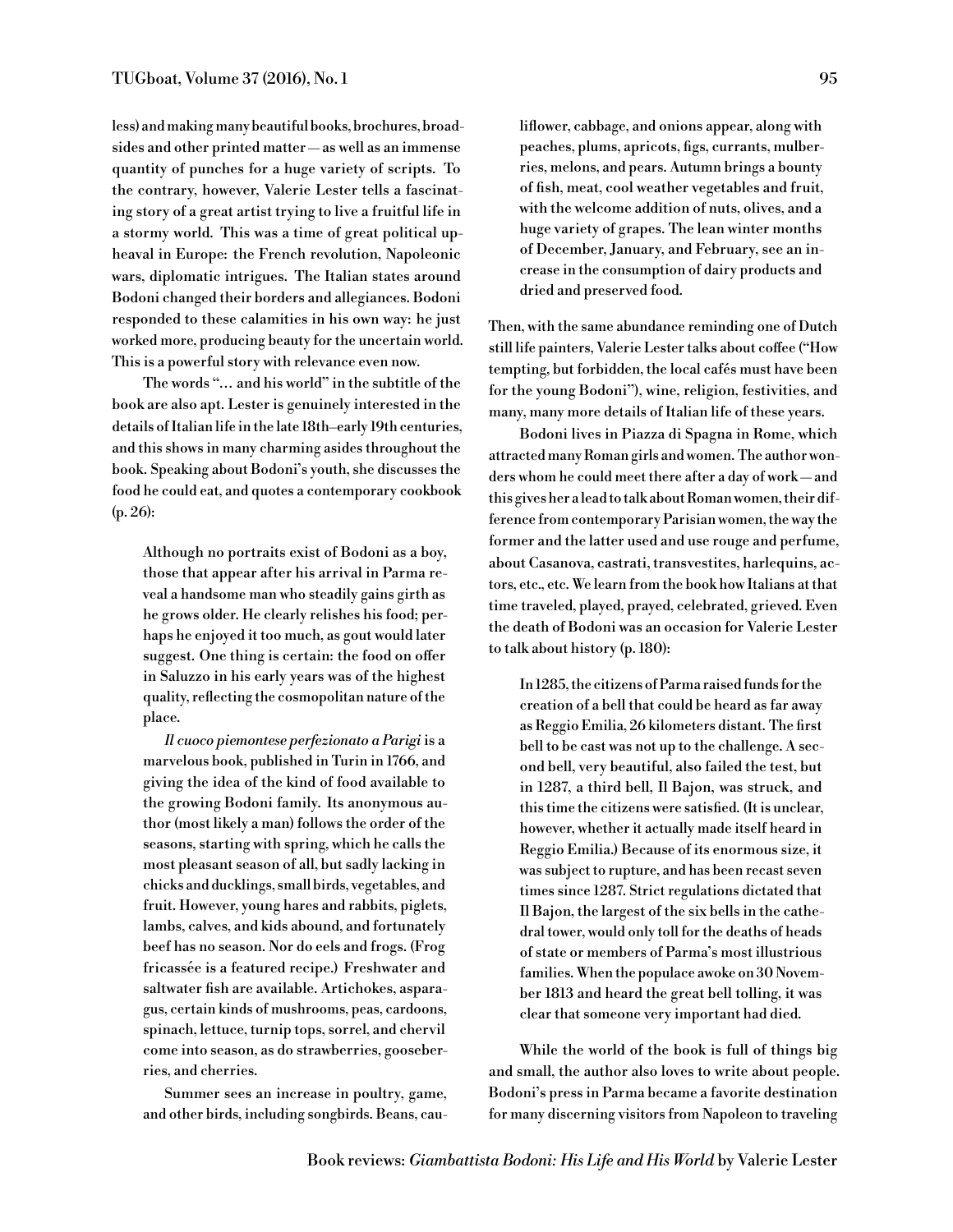less) and making many beautiful books, brochures, broadsides and other printed matter — as well as an immense quantity of punches for a huge variety of scripts. To the contrary, however, Valerie Lester tells a fascinating story of a great artist trying to live a fruitful life in a stormy world. This was a time of great political upheaval in Europe: the French revolution, Napoleonic wars, diplomatic intrigues. The Italian states around Bodoni changed their borders and allegiances. Bodoni responded to these calamities in his own way: he just worked more, producing beauty for the uncertain world. This is a powerful story with relevance even now.

The words "… and his world" in the subtitle of the book are also apt. Lester is genuinely interested in the details of Italian life in the late 18th–early 19th centuries, and this shows in many charming asides throughout the book. Speaking about Bodoni's youth, she discusses the food he could eat, and quotes a contemporary cookbook (p. 26):

> Although no portraits exist of Bodoni as a boy, those that appear after his arrival in Parma reveal a handsome man who steadily gains girth as he grows older. He clearly relishes his food; perhaps he enjoyed it too much, as gout would later suggest. One thing is certain: the food on offer in Saluzzo in his early years was of the highest quality, reflecting the cosmopolitan nature of the place.
>
> *Il cuoco piemontese perfezionato a Parigi* is a marvelous book, published in Turin in 1766, and giving the idea of the kind of food available to the growing Bodoni family. Its anonymous author (most likely a man) follows the order of the seasons, starting with spring, which he calls the most pleasant season of all, but sadly lacking in chicks and ducklings, small birds, vegetables, and fruit. However, young hares and rabbits, piglets, lambs, calves, and kids abound, and fortunately beef has no season. Nor do eels and frogs. (Frog fricassée is a featured recipe.) Freshwater and saltwater fish are available. Artichokes, asparagus, certain kinds of mushrooms, peas, cardoons, spinach, lettuce, turnip tops, sorrel, and chervil come into season, as do strawberries, gooseberries, and cherries.
>
> Summer sees an increase in poultry, game, and other birds, including songbirds. Beans, cauliflower, cabbage, and onions appear, along with peaches, plums, apricots, figs, currants, mulberries, melons, and pears. Autumn brings a bounty of fish, meat, cool weather vegetables and fruit, with the welcome addition of nuts, olives, and a huge variety of grapes. The lean winter months of December, January, and February, see an increase in the consumption of dairy products and dried and preserved food.

Then, with the same abundance reminding one of Dutch still life painters, Valerie Lester talks about coffee ("How tempting, but forbidden, the local cafés must have been for the young Bodoni"), wine, religion, festivities, and many, many more details of Italian life of these years.

Bodoni lives in Piazza di Spagna in Rome, which attracted many Roman girls and women. The author wonders whom he could meet there after a day of work — and this gives her a lead to talk about Roman women, their difference from contemporary Parisian women, the way the former and the latter used and use rouge and perfume, about Casanova, castrati, transvestites, harlequins, actors, etc., etc. We learn from the book how Italians at that time traveled, played, prayed, celebrated, grieved. Even the death of Bodoni was an occasion for Valerie Lester to talk about history (p. 180):

> In 1285, the citizens of Parma raised funds for the creation of a bell that could be heard as far away as Reggio Emilia, 26 kilometers distant. The first bell to be cast was not up to the challenge. A second bell, very beautiful, also failed the test, but in 1287, a third bell, Il Bajon, was struck, and this time the citizens were satisfied. (It is unclear, however, whether it actually made itself heard in Reggio Emilia.) Because of its enormous size, it was subject to rupture, and has been recast seven times since 1287. Strict regulations dictated that Il Bajon, the largest of the six bells in the cathedral tower, would only toll for the deaths of heads of state or members of Parma's most illustrious families. When the populace awoke on 30 November 1813 and heard the great bell tolling, it was clear that someone very important had died.

While the world of the book is full of things big and small, the author also loves to write about people. Bodoni's press in Parma became a favorite destination for many discerning visitors from Napoleon to traveling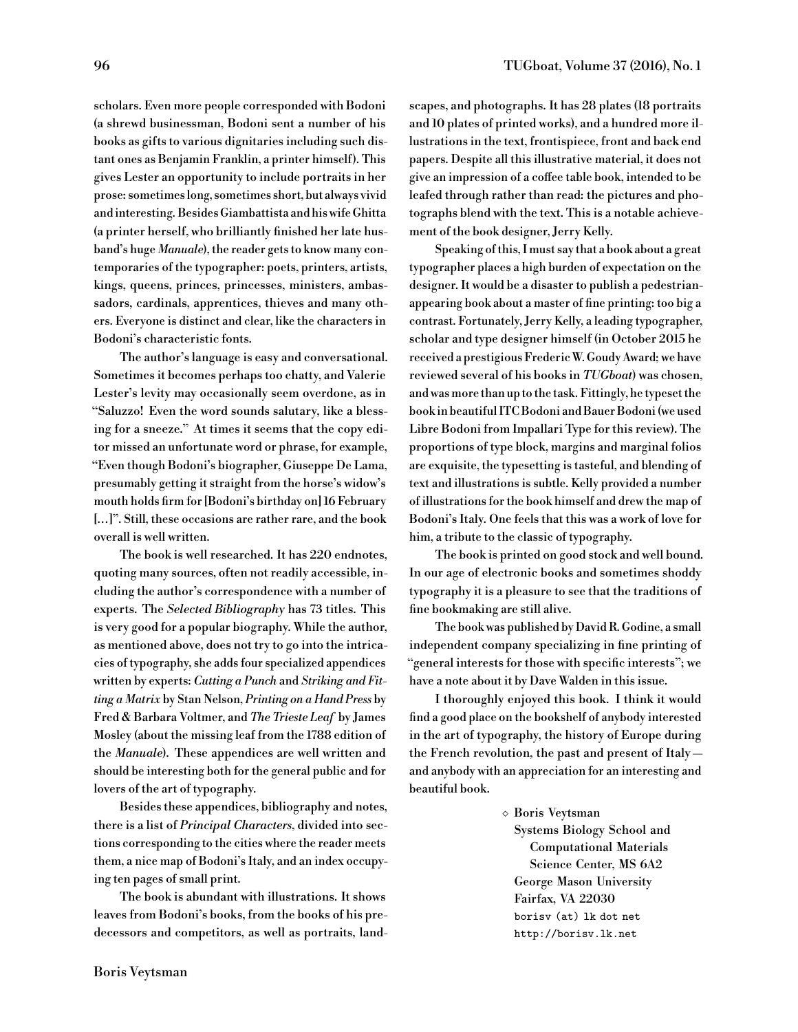scholars. Even more people corresponded with Bodoni (a shrewd businessman, Bodoni sent a number of his books as gifts to various dignitaries including such distant ones as Benjamin Franklin, a printer himself). This gives Lester an opportunity to include portraits in her prose: sometimes long, sometimes short, but always vivid and interesting. Besides Giambattista and his wife Ghitta (a printer herself, who brilliantly finished her late husband's huge *Manuale*), the reader gets to know many contemporaries of the typographer: poets, printers, artists, kings, queens, princes, princesses, ministers, ambassadors, cardinals, apprentices, thieves and many others. Everyone is distinct and clear, like the characters in Bodoni's characteristic fonts.

The author's language is easy and conversational. Sometimes it becomes perhaps too chatty, and Valerie Lester's levity may occasionally seem overdone, as in "Saluzzo! Even the word sounds salutary, like a blessing for a sneeze." At times it seems that the copy editor missed an unfortunate word or phrase, for example, "Even though Bodoni's biographer, Giuseppe De Lama, presumably getting it straight from the horse's widow's mouth holds firm for [Bodoni's birthday on] 16 February [...]". Still, these occasions are rather rare, and the book overall is well written.

The book is well researched. It has 220 endnotes, quoting many sources, often not readily accessible, including the author's correspondence with a number of experts. The *Selected Bibliography* has 73 titles. This is very good for a popular biography. While the author, as mentioned above, does not try to go into the intricacies of typography, she adds four specialized appendices written by experts: *Cutting a Punch* and *Striking and Fitting a Matrix* by Stan Nelson, *Printing on a Hand Press* by Fred & Barbara Voltmer, and *The Trieste Leaf* by James Mosley (about the missing leaf from the 1788 edition of the *Manuale*). These appendices are well written and should be interesting both for the general public and for lovers of the art of typography.

Besides these appendices, bibliography and notes, there is a list of *Principal Characters*, divided into sections corresponding to the cities where the reader meets them, a nice map of Bodoni's Italy, and an index occupying ten pages of small print.

The book is abundant with illustrations. It shows leaves from Bodoni's books, from the books of his predecessors and competitors, as well as portraits, landscapes, and photographs. It has 28 plates (18 portraits and 10 plates of printed works), and a hundred more illustrations in the text, frontispiece, front and back end papers. Despite all this illustrative material, it does not give an impression of a coffee table book, intended to be leafed through rather than read: the pictures and photographs blend with the text. This is a notable achievement of the book designer, Jerry Kelly.

Speaking of this, I must say that a book about a great typographer places a high burden of expectation on the designer. It would be a disaster to publish a pedestrian-appearing book about a master of fine printing: too big a contrast. Fortunately, Jerry Kelly, a leading typographer, scholar and type designer himself (in October 2015 he received a prestigious Frederic W. Goudy Award; we have reviewed several of his books in *TUGboat*) was chosen, and was more than up to the task. Fittingly, he typeset the book in beautiful ITC Bodoni and Bauer Bodoni (we used Libre Bodoni from Impallari Type for this review). The proportions of type block, margins and marginal folios are exquisite, the typesetting is tasteful, and blending of text and illustrations is subtle. Kelly provided a number of illustrations for the book himself and drew the map of Bodoni's Italy. One feels that this was a work of love for him, a tribute to the classic of typography.

The book is printed on good stock and well bound. In our age of electronic books and sometimes shoddy typography it is a pleasure to see that the traditions of fine bookmaking are still alive.

The book was published by David R. Godine, a small independent company specializing in fine printing of "general interests for those with specific interests"; we have a note about it by Dave Walden in this issue.

I thoroughly enjoyed this book. I think it would find a good place on the bookshelf of anybody interested in the art of typography, the history of Europe during the French revolution, the past and present of Italy — and anybody with an appreciation for an interesting and beautiful book.

◇ Boris Veytsman
Systems Biology School and Computational Materials Science Center, MS 6A2
George Mason University
Fairfax, VA 22030
borisv (at) lk dot net
http://borisv.lk.net